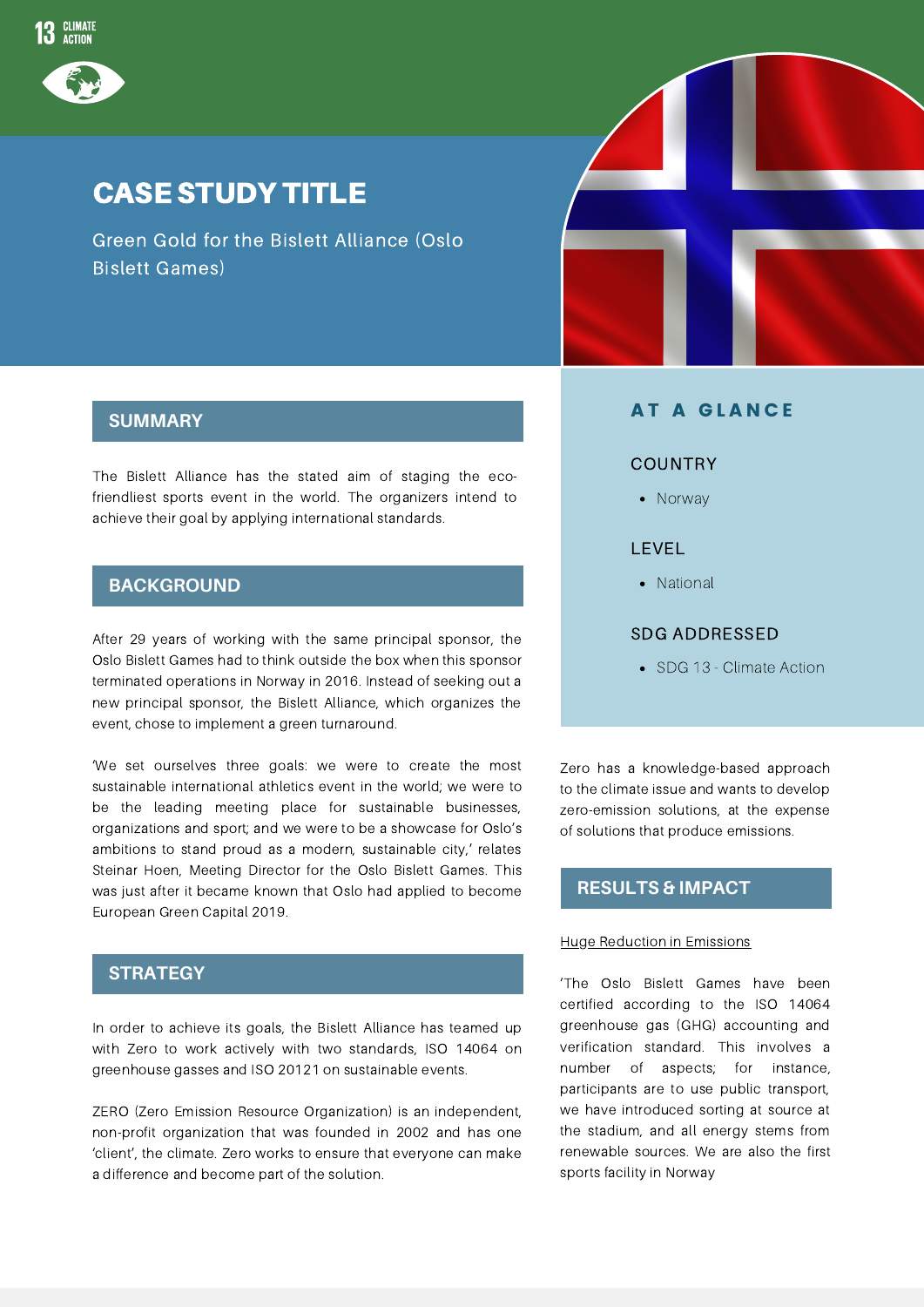13 CLIMATE ACTION

# CASE STUDY TITLE

Green Gold for the Bislett Alliance (Oslo Bislett Games)

## SUMMARY

The Bislett Alliance has the stated aim of staging the eco-friendliest sports event in the world. The organizers intend to achieve their goal by applying international standards.

## BACKGROUND

After 29 years of working with the same principal sponsor, the Oslo Bislett Games had to think outside the box when this sponsor terminated operations in Norway in 2016. Instead of seeking out a new principal sponsor, the Bislett Alliance, which organizes the event, chose to implement a green turnaround.

'We set ourselves three goals: we were to create the most sustainable international athletics event in the world; we were to be the leading meeting place for sustainable businesses, organizations and sport; and we were to be a showcase for Oslo's ambitions to stand proud as a modern, sustainable city,' relates Steinar Hoen, Meeting Director for the Oslo Bislett Games. This was just after it became known that Oslo had applied to become European Green Capital 2019.

## STRATEGY

In order to achieve its goals, the Bislett Alliance has teamed up with Zero to work actively with two standards, ISO 14064 on greenhouse gasses and ISO 20121 on sustainable events.

ZERO (Zero Emission Resource Organization) is an independent, non-profit organization that was founded in 2002 and has one 'client', the climate. Zero works to ensure that everyone can make a difference and become part of the solution.

## AT A GLANCE

### COUNTRY

- Norway

### LEVEL

- National

### SDG ADDRESSED

- SDG 13 - Climate Action

Zero has a knowledge-based approach to the climate issue and wants to develop zero-emission solutions, at the expense of solutions that produce emissions.

## RESULTS & IMPACT

Huge Reduction in Emissions

'The Oslo Bislett Games have been certified according to the ISO 14064 greenhouse gas (GHG) accounting and verification standard. This involves a number of aspects; for instance, participants are to use public transport, we have introduced sorting at source at the stadium, and all energy stems from renewable sources. We are also the first sports facility in Norway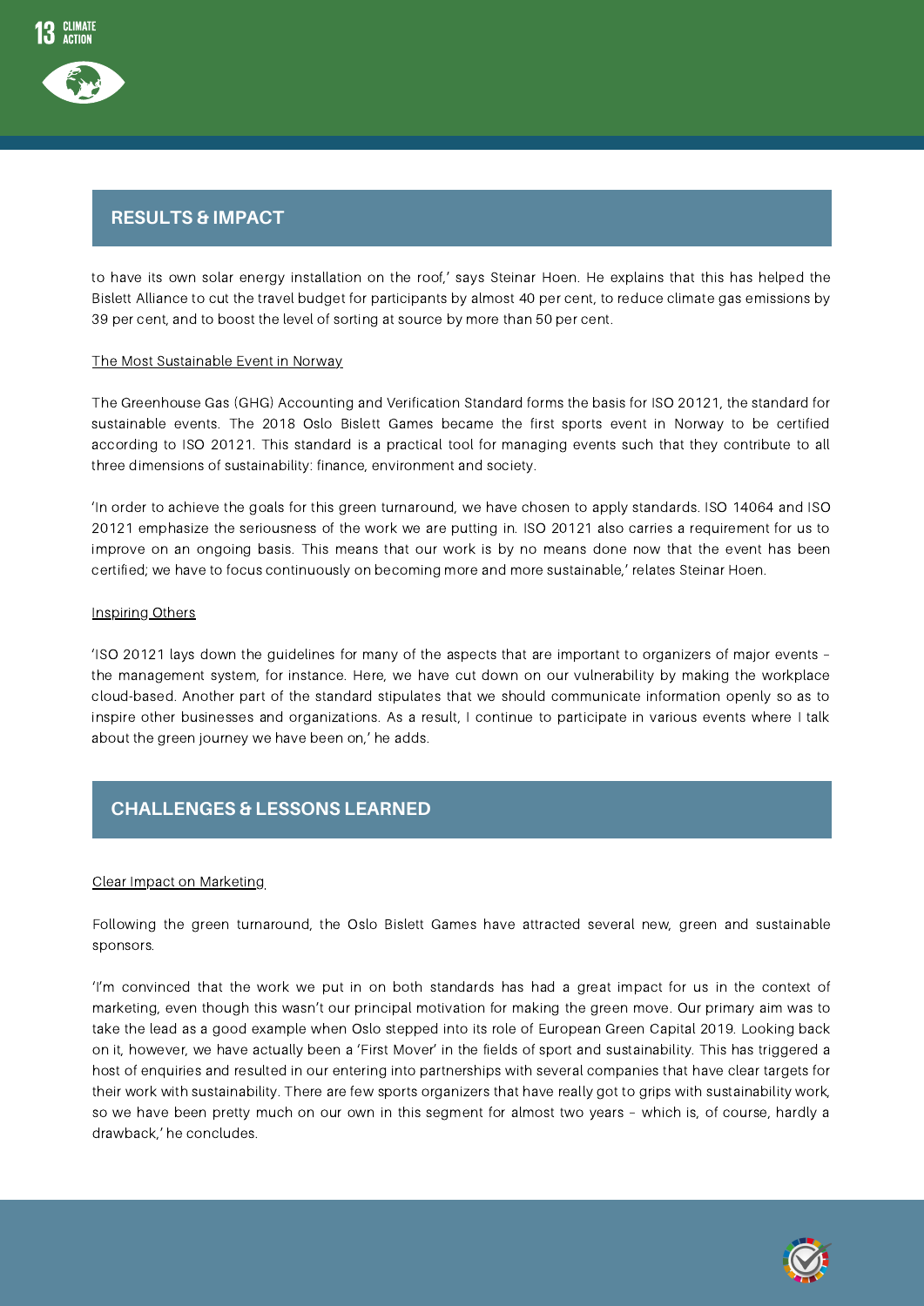## RESULTS & IMPACT

to have its own solar energy installation on the roof,' says Steinar Hoen. He explains that this has helped the Bislett Alliance to cut the travel budget for participants by almost 40 per cent, to reduce climate gas emissions by 39 per cent, and to boost the level of sorting at source by more than 50 per cent.

### The Most Sustainable Event in Norway

The Greenhouse Gas (GHG) Accounting and Verification Standard forms the basis for ISO 20121, the standard for sustainable events. The 2018 Oslo Bislett Games became the first sports event in Norway to be certified according to ISO 20121. This standard is a practical tool for managing events such that they contribute to all three dimensions of sustainability: finance, environment and society.

'In order to achieve the goals for this green turnaround, we have chosen to apply standards. ISO 14064 and ISO 20121 emphasize the seriousness of the work we are putting in. ISO 20121 also carries a requirement for us to improve on an ongoing basis. This means that our work is by no means done now that the event has been certified; we have to focus continuously on becoming more and more sustainable,' relates Steinar Hoen.

### Inspiring Others

'ISO 20121 lays down the guidelines for many of the aspects that are important to organizers of major events – the management system, for instance. Here, we have cut down on our vulnerability by making the workplace cloud-based. Another part of the standard stipulates that we should communicate information openly so as to inspire other businesses and organizations. As a result, I continue to participate in various events where I talk about the green journey we have been on,' he adds.

## CHALLENGES & LESSONS LEARNED

### Clear Impact on Marketing

Following the green turnaround, the Oslo Bislett Games have attracted several new, green and sustainable sponsors.

'I'm convinced that the work we put in on both standards has had a great impact for us in the context of marketing, even though this wasn't our principal motivation for making the green move. Our primary aim was to take the lead as a good example when Oslo stepped into its role of European Green Capital 2019. Looking back on it, however, we have actually been a 'First Mover' in the fields of sport and sustainability. This has triggered a host of enquiries and resulted in our entering into partnerships with several companies that have clear targets for their work with sustainability. There are few sports organizers that have really got to grips with sustainability work, so we have been pretty much on our own in this segment for almost two years – which is, of course, hardly a drawback,' he concludes.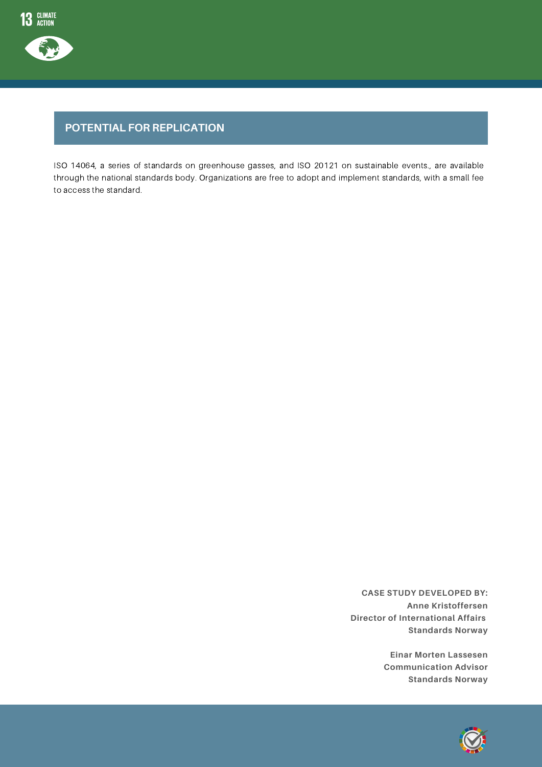## POTENTIAL FOR REPLICATION

ISO 14064, a series of standards on greenhouse gasses, and ISO 20121 on sustainable events., are available through the national standards body. Organizations are free to adopt and implement standards, with a small fee to access the standard.

**CASE STUDY DEVELOPED BY:**
**Anne Kristoffersen**
**Director of International Affairs**
**Standards Norway**

**Einar Morten Lassesen**
**Communication Advisor**
**Standards Norway**